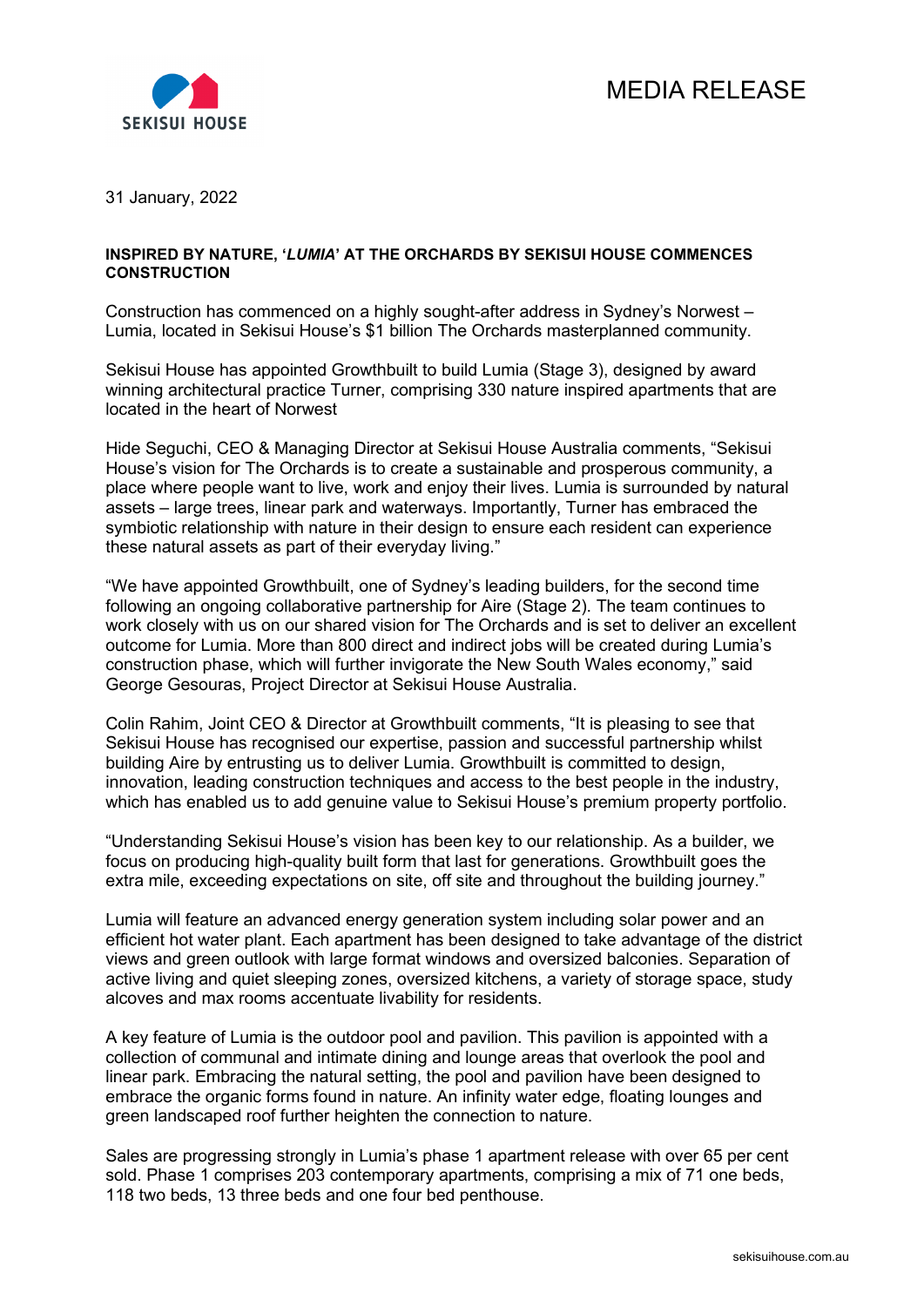MEDIA RELEASE

31 January, 2022

**INSPIRED BY NATURE, '*LUMIA*' AT THE ORCHARDS BY SEKISUI HOUSE COMMENCES CONSTRUCTION**

Construction has commenced on a highly sought-after address in Sydney's Norwest – Lumia, located in Sekisui House's $1 billion The Orchards masterplanned community.

Sekisui House has appointed Growthbuilt to build Lumia (Stage 3), designed by award winning architectural practice Turner, comprising 330 nature inspired apartments that are located in the heart of Norwest

Hide Seguchi, CEO & Managing Director at Sekisui House Australia comments, "Sekisui House's vision for The Orchards is to create a sustainable and prosperous community, a place where people want to live, work and enjoy their lives. Lumia is surrounded by natural assets – large trees, linear park and waterways. Importantly, Turner has embraced the symbiotic relationship with nature in their design to ensure each resident can experience these natural assets as part of their everyday living."

"We have appointed Growthbuilt, one of Sydney's leading builders, for the second time following an ongoing collaborative partnership for Aire (Stage 2). The team continues to work closely with us on our shared vision for The Orchards and is set to deliver an excellent outcome for Lumia. More than 800 direct and indirect jobs will be created during Lumia's construction phase, which will further invigorate the New South Wales economy," said George Gesouras, Project Director at Sekisui House Australia.

Colin Rahim, Joint CEO & Director at Growthbuilt comments, "It is pleasing to see that Sekisui House has recognised our expertise, passion and successful partnership whilst building Aire by entrusting us to deliver Lumia. Growthbuilt is committed to design, innovation, leading construction techniques and access to the best people in the industry, which has enabled us to add genuine value to Sekisui House's premium property portfolio.

"Understanding Sekisui House's vision has been key to our relationship. As a builder, we focus on producing high-quality built form that last for generations. Growthbuilt goes the extra mile, exceeding expectations on site, off site and throughout the building journey."

Lumia will feature an advanced energy generation system including solar power and an efficient hot water plant. Each apartment has been designed to take advantage of the district views and green outlook with large format windows and oversized balconies. Separation of active living and quiet sleeping zones, oversized kitchens, a variety of storage space, study alcoves and max rooms accentuate livability for residents.

A key feature of Lumia is the outdoor pool and pavilion. This pavilion is appointed with a collection of communal and intimate dining and lounge areas that overlook the pool and linear park. Embracing the natural setting, the pool and pavilion have been designed to embrace the organic forms found in nature. An infinity water edge, floating lounges and green landscaped roof further heighten the connection to nature.

Sales are progressing strongly in Lumia's phase 1 apartment release with over 65 per cent sold. Phase 1 comprises 203 contemporary apartments, comprising a mix of 71 one beds, 118 two beds, 13 three beds and one four bed penthouse.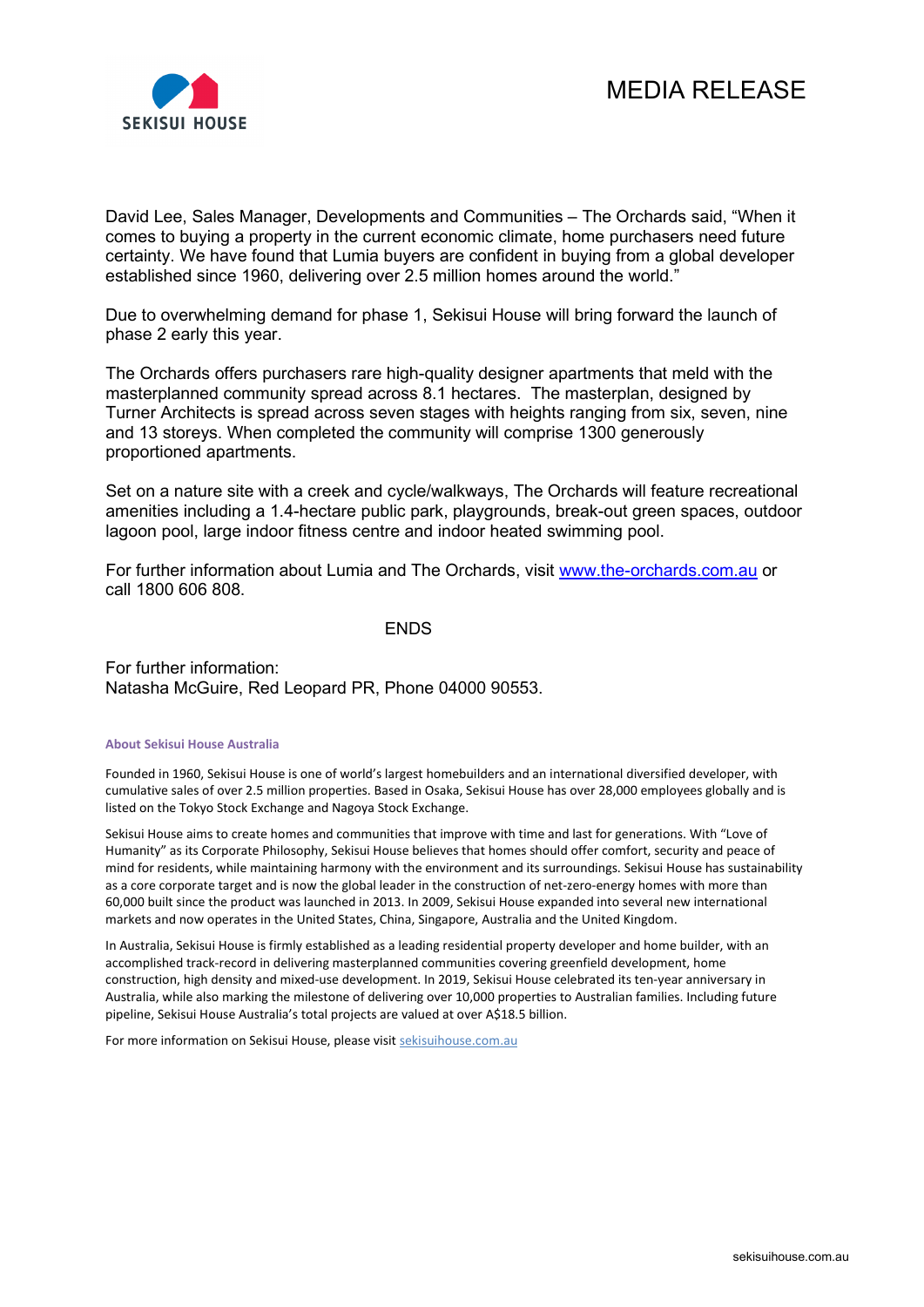MEDIA RELEASE

David Lee, Sales Manager, Developments and Communities – The Orchards said, "When it comes to buying a property in the current economic climate, home purchasers need future certainty. We have found that Lumia buyers are confident in buying from a global developer established since 1960, delivering over 2.5 million homes around the world."

Due to overwhelming demand for phase 1, Sekisui House will bring forward the launch of phase 2 early this year.

The Orchards offers purchasers rare high-quality designer apartments that meld with the masterplanned community spread across 8.1 hectares. The masterplan, designed by Turner Architects is spread across seven stages with heights ranging from six, seven, nine and 13 storeys. When completed the community will comprise 1300 generously proportioned apartments.

Set on a nature site with a creek and cycle/walkways, The Orchards will feature recreational amenities including a 1.4-hectare public park, playgrounds, break-out green spaces, outdoor lagoon pool, large indoor fitness centre and indoor heated swimming pool.

For further information about Lumia and The Orchards, visit [www.the-orchards.com.au](http://www.the-orchards.com.au) or call 1800 606 808.

ENDS

For further information:
Natasha McGuire, Red Leopard PR, Phone 04000 90553.

**About Sekisui House Australia**

Founded in 1960, Sekisui House is one of world's largest homebuilders and an international diversified developer, with cumulative sales of over 2.5 million properties. Based in Osaka, Sekisui House has over 28,000 employees globally and is listed on the Tokyo Stock Exchange and Nagoya Stock Exchange.

Sekisui House aims to create homes and communities that improve with time and last for generations. With "Love of Humanity" as its Corporate Philosophy, Sekisui House believes that homes should offer comfort, security and peace of mind for residents, while maintaining harmony with the environment and its surroundings. Sekisui House has sustainability as a core corporate target and is now the global leader in the construction of net-zero-energy homes with more than 60,000 built since the product was launched in 2013. In 2009, Sekisui House expanded into several new international markets and now operates in the United States, China, Singapore, Australia and the United Kingdom.

In Australia, Sekisui House is firmly established as a leading residential property developer and home builder, with an accomplished track-record in delivering masterplanned communities covering greenfield development, home construction, high density and mixed-use development. In 2019, Sekisui House celebrated its ten-year anniversary in Australia, while also marking the milestone of delivering over 10,000 properties to Australian families. Including future pipeline, Sekisui House Australia's total projects are valued at over A$18.5 billion.

For more information on Sekisui House, please visit [sekisuihouse.com.au](http://sekisuihouse.com.au)